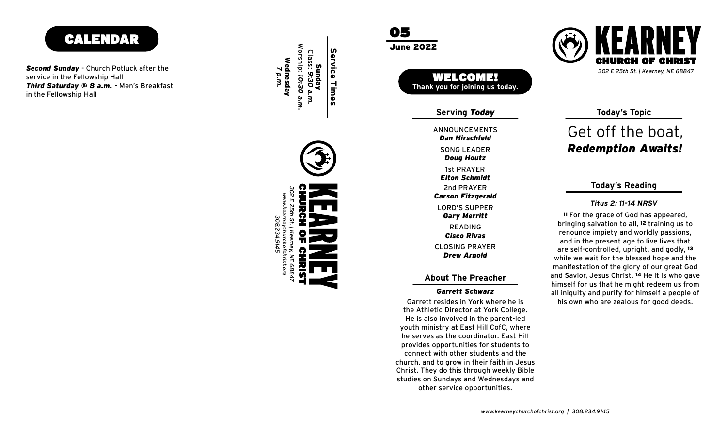## CALENDAR

***Second Sunday*** - Church Potluck after the service in the Fellowship Hall
***Third Saturday @ 8 a.m.*** - Men's Breakfast in the Fellowship Hall

### Service Times

**Sunday**
Class: ***9:30 a.m.***
Worship: ***10:30 a.m.***

**Wednesday**
***7 p.m.***

# KEARNEY
## CHURCH OF CHRIST

*302 E 25th St. | Kearney, NE 68847*
*www.kearneychurchofchrist.org*
*308.234.9145*

**05**
**June 2022**

## WELCOME!
**Thank you for joining us today.**

### Serving *Today*

ANNOUNCEMENTS
***Dan Hirschfeld***

SONG LEADER
***Doug Houtz***

1st PRAYER
***Elton Schmidt***

2nd PRAYER
***Carson Fitzgerald***

LORD'S SUPPER
***Gary Merritt***

READING
***Cisco Rivas***

CLOSING PRAYER
***Drew Arnold***

### About The Preacher

***Garrett Schwarz***

Garrett resides in York where he is the Athletic Director at York College. He is also involved in the parent-led youth ministry at East Hill CofC, where he serves as the coordinator. East Hill provides opportunities for students to connect with other students and the church, and to grow in their faith in Jesus Christ. They do this through weekly Bible studies on Sundays and Wednesdays and other service opportunities.

# KEARNEY
## CHURCH OF CHRIST

*302 E 25th St. | Kearney, NE 68847*

### Today's Topic

Get off the boat,
***Redemption Awaits!***

### Today's Reading

***Titus 2: 11-14 NRSV***

**11** For the grace of God has appeared, bringing salvation to all, **12** training us to renounce impiety and worldly passions, and in the present age to live lives that are self-controlled, upright, and godly, **13** while we wait for the blessed hope and the manifestation of the glory of our great God and Savior, Jesus Christ. **14** He it is who gave himself for us that he might redeem us from all iniquity and purify for himself a people of his own who are zealous for good deeds.

*www.kearneychurchofchrist.org | 308.234.9145*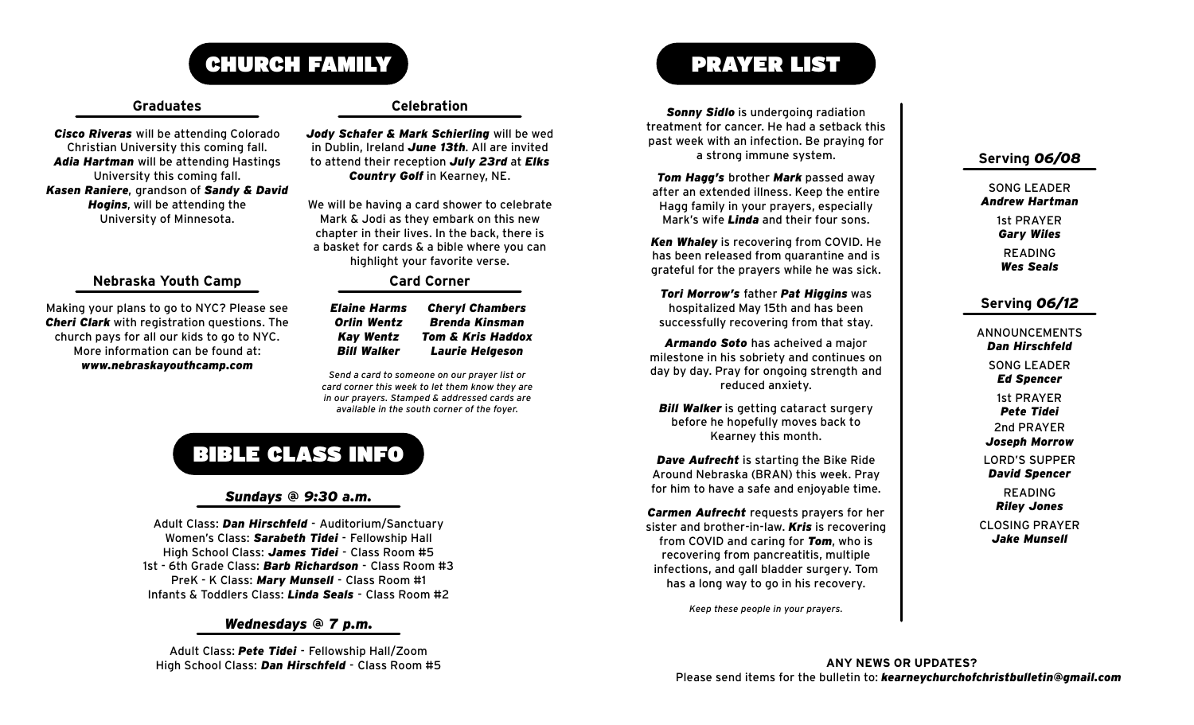# CHURCH FAMILY

## Graduates

***Cisco Riveras*** will be attending Colorado Christian University this coming fall.
***Adia Hartman*** will be attending Hastings University this coming fall.
***Kasen Raniere***, grandson of ***Sandy & David Hogins***, will be attending the University of Minnesota.

## Celebration

***Jody Schafer & Mark Schierling*** will be wed in Dublin, Ireland ***June 13th***. All are invited to attend their reception ***July 23rd*** at ***Elks Country Golf*** in Kearney, NE.

We will be having a card shower to celebrate Mark & Jodi as they embark on this new chapter in their lives. In the back, there is a basket for cards & a bible where you can highlight your favorite verse.

## Nebraska Youth Camp

Making your plans to go to NYC? Please see ***Cheri Clark*** with registration questions. The church pays for all our kids to go to NYC. More information can be found at: ***www.nebraskayouthcamp.com***

## Card Corner

| | |
|---|---|
| ***Elaine Harms*** | ***Cheryl Chambers*** |
| ***Orlin Wentz*** | ***Brenda Kinsman*** |
| ***Kay Wentz*** | ***Tom & Kris Haddox*** |
| ***Bill Walker*** | ***Laurie Helgeson*** |

*Send a card to someone on our prayer list or card corner this week to let them know they are in our prayers. Stamped & addressed cards are available in the south corner of the foyer.*

# BIBLE CLASS INFO

## *Sundays @ 9:30 a.m.*

Adult Class: ***Dan Hirschfeld*** - Auditorium/Sanctuary
Women's Class: ***Sarabeth Tidei*** - Fellowship Hall
High School Class: ***James Tidei*** - Class Room #5
1st - 6th Grade Class: ***Barb Richardson*** - Class Room #3
PreK - K Class: ***Mary Munsell*** - Class Room #1
Infants & Toddlers Class: ***Linda Seals*** - Class Room #2

## *Wednesdays @ 7 p.m.*

Adult Class: ***Pete Tidei*** - Fellowship Hall/Zoom
High School Class: ***Dan Hirschfeld*** - Class Room #5

# PRAYER LIST

***Sonny Sidlo*** is undergoing radiation treatment for cancer. He had a setback this past week with an infection. Be praying for a strong immune system.

***Tom Hagg's*** brother ***Mark*** passed away after an extended illness. Keep the entire Hagg family in your prayers, especially Mark's wife ***Linda*** and their four sons.

***Ken Whaley*** is recovering from COVID. He has been released from quarantine and is grateful for the prayers while he was sick.

***Tori Morrow's*** father ***Pat Higgins*** was hospitalized May 15th and has been successfully recovering from that stay.

***Armando Soto*** has acheived a major milestone in his sobriety and continues on day by day. Pray for ongoing strength and reduced anxiety.

***Bill Walker*** is getting cataract surgery before he hopefully moves back to Kearney this month.

***Dave Aufrecht*** is starting the Bike Ride Around Nebraska (BRAN) this week. Pray for him to have a safe and enjoyable time.

***Carmen Aufrecht*** requests prayers for her sister and brother-in-law. ***Kris*** is recovering from COVID and caring for ***Tom***, who is recovering from pancreatitis, multiple infections, and gall bladder surgery. Tom has a long way to go in his recovery.

*Keep these people in your prayers.*

## Serving *06/08*

SONG LEADER
***Andrew Hartman***

1st PRAYER
***Gary Wiles***

READING
***Wes Seals***

## Serving *06/12*

ANNOUNCEMENTS
***Dan Hirschfeld***

SONG LEADER
***Ed Spencer***

1st PRAYER
***Pete Tidei***

2nd PRAYER
***Joseph Morrow***

LORD'S SUPPER
***David Spencer***

READING
***Riley Jones***

CLOSING PRAYER
***Jake Munsell***

**ANY NEWS OR UPDATES?**
Please send items for the bulletin to: ***kearneychurchofchristbulletin@gmail.com***